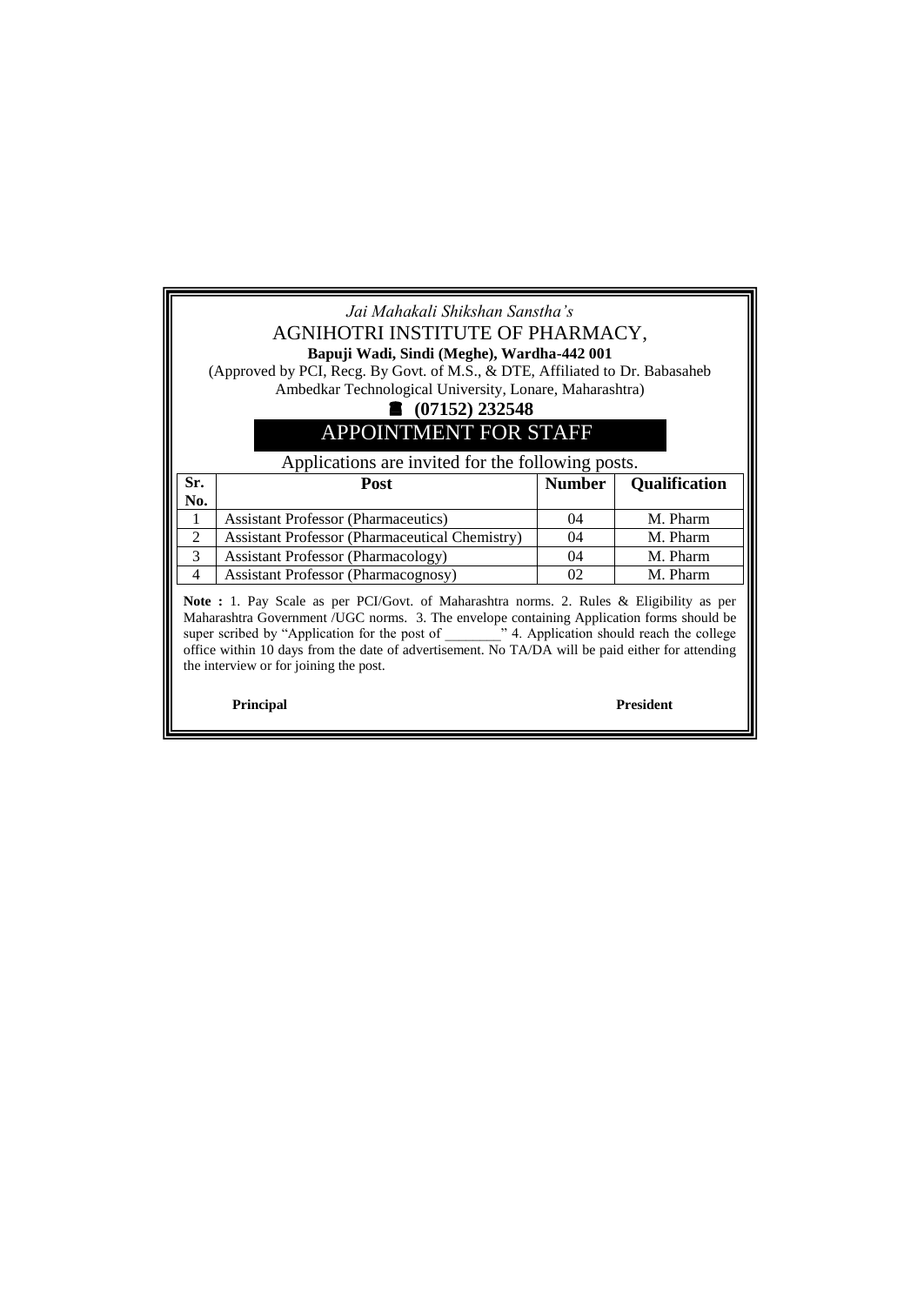*Jai Mahakali Shikshan Sanstha's*

# AGNIHOTRI INSTITUTE OF PHARMACY,

**Bapuji Wadi, Sindi (Meghe), Wardha-442 001**

(Approved by PCI, Recg. By Govt. of M.S., & DTE, Affiliated to Dr. Babasaheb Ambedkar Technological University, Lonare, Maharashtra)

**☎ (07152) 232548**

## APPOINTMENT FOR STAFF

Applications are invited for the following posts.

| Sr. No. | Post | Number | Qualification |
|---|---|---|---|
| 1 | Assistant Professor (Pharmaceutics) | 04 | M. Pharm |
| 2 | Assistant Professor (Pharmaceutical Chemistry) | 04 | M. Pharm |
| 3 | Assistant Professor (Pharmacology) | 04 | M. Pharm |
| 4 | Assistant Professor (Pharmacognosy) | 02 | M. Pharm |

**Note :** 1. Pay Scale as per PCI/Govt. of Maharashtra norms. 2. Rules & Eligibility as per Maharashtra Government /UGC norms. 3. The envelope containing Application forms should be super scribed by "Application for the post of ________" 4. Application should reach the college office within 10 days from the date of advertisement. No TA/DA will be paid either for attending the interview or for joining the post.

**Principal** **President**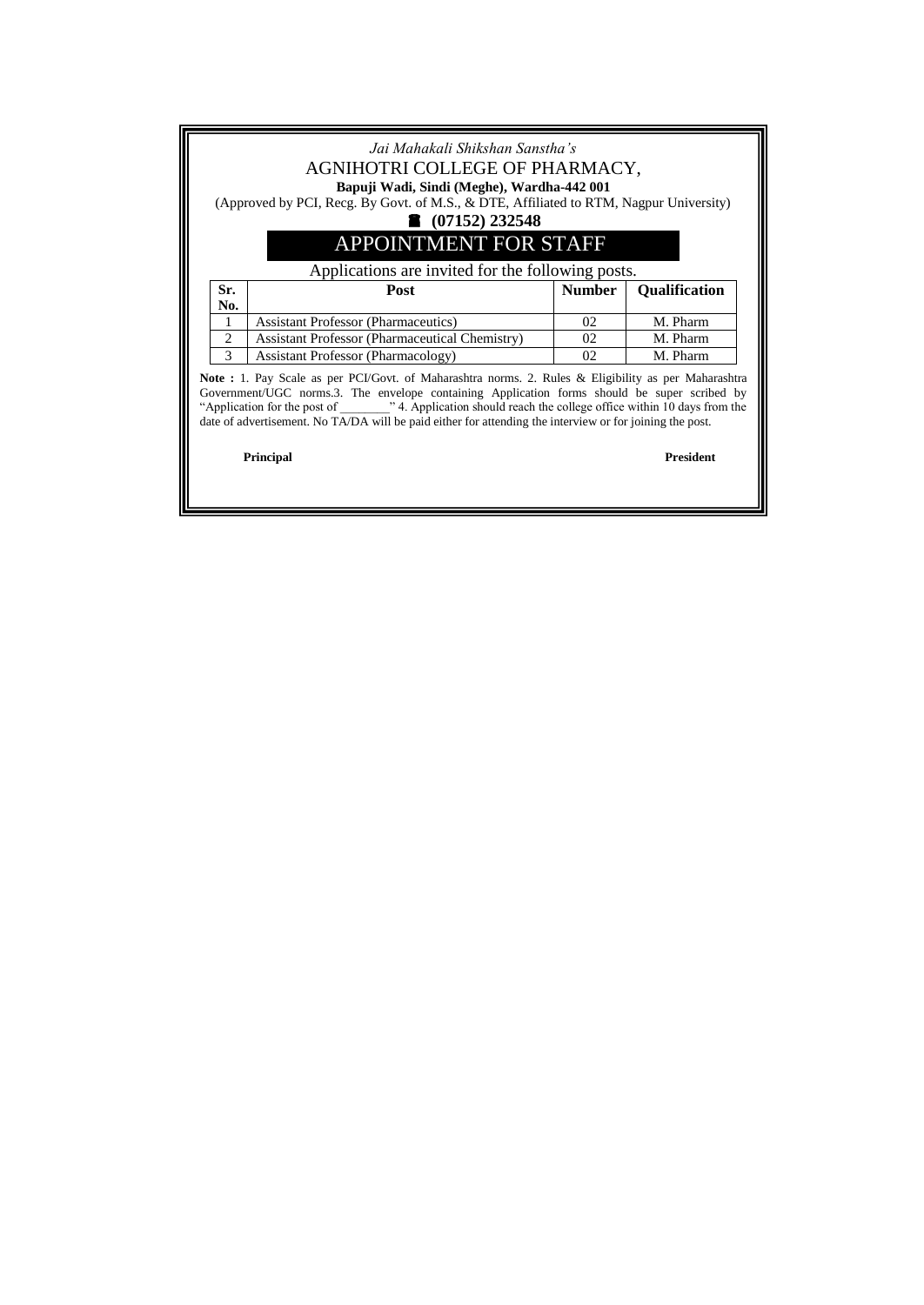*Jai Mahakali Shikshan Sanstha's*

AGNIHOTRI COLLEGE OF PHARMACY,

**Bapuji Wadi, Sindi (Meghe), Wardha-442 001**

(Approved by PCI, Recg. By Govt. of M.S., & DTE, Affiliated to RTM, Nagpur University)

☎ **(07152) 232548**

# APPOINTMENT FOR STAFF

Applications are invited for the following posts.

| Sr. No. | Post | Number | Qualification |
|---|---|---|---|
| 1 | Assistant Professor (Pharmaceutics) | 02 | M. Pharm |
| 2 | Assistant Professor (Pharmaceutical Chemistry) | 02 | M. Pharm |
| 3 | Assistant Professor (Pharmacology) | 02 | M. Pharm |

**Note :** 1. Pay Scale as per PCI/Govt. of Maharashtra norms. 2. Rules & Eligibility as per Maharashtra Government/UGC norms.3. The envelope containing Application forms should be super scribed by "Application for the post of ________" 4. Application should reach the college office within 10 days from the date of advertisement. No TA/DA will be paid either for attending the interview or for joining the post.

**Principal** **President**